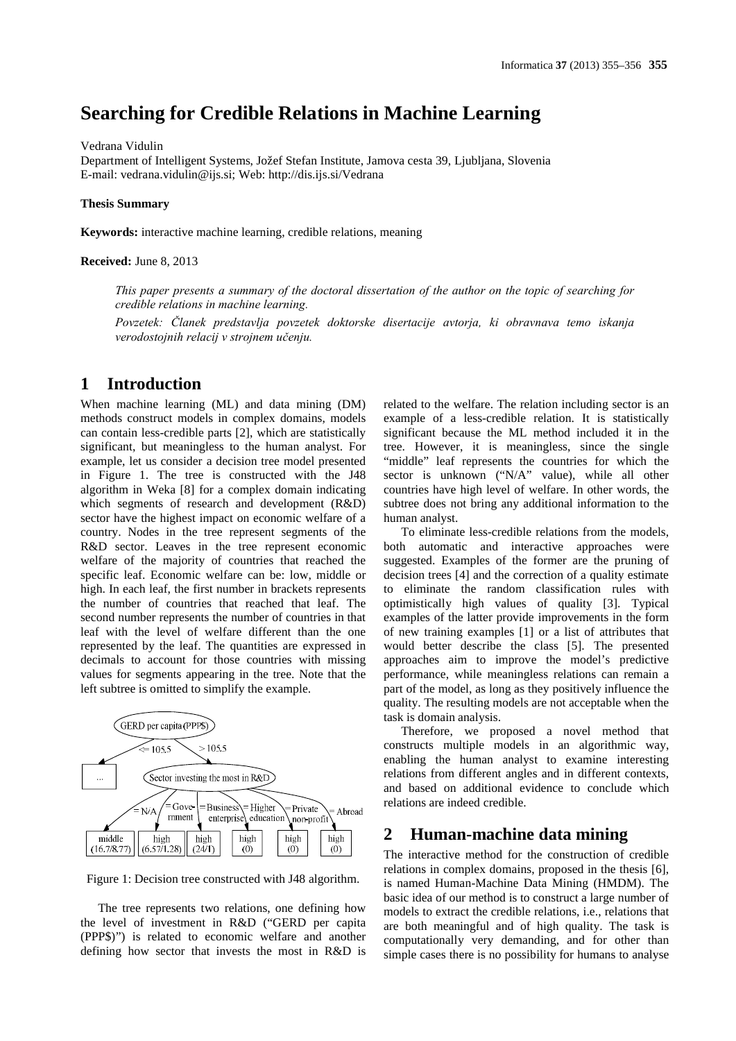# Searching for Credible Relations in Machine Learning

Vedrana Vidulin

Department of Intelligent Systems, Jožef Stefan Institute, Jamova cesta 39, Ljubljana, Slovenia
E-mail: vedrana.vidulin@ijs.si; Web: http://dis.ijs.si/Vedrana

**Thesis Summary**

**Keywords:** interactive machine learning, credible relations, meaning

**Received:** June 8, 2013

*This paper presents a summary of the doctoral dissertation of the author on the topic of searching for credible relations in machine learning.*

*Povzetek: Članek predstavlja povzetek doktorske disertacije avtorja, ki obravnava temo iskanja verodostojnih relacij v strojnem učenju.*

## 1 Introduction

When machine learning (ML) and data mining (DM) methods construct models in complex domains, models can contain less-credible parts [2], which are statistically significant, but meaningless to the human analyst. For example, let us consider a decision tree model presented in Figure 1. The tree is constructed with the J48 algorithm in Weka [8] for a complex domain indicating which segments of research and development (R&D) sector have the highest impact on economic welfare of a country. Nodes in the tree represent segments of the R&D sector. Leaves in the tree represent economic welfare of the majority of countries that reached the specific leaf. Economic welfare can be: low, middle or high. In each leaf, the first number in brackets represents the number of countries that reached that leaf. The second number represents the number of countries in that leaf with the level of welfare different than the one represented by the leaf. The quantities are expressed in decimals to account for those countries with missing values for segments appearing in the tree. Note that the left subtree is omitted to simplify the example.

Figure 1: Decision tree constructed with J48 algorithm.

The tree represents two relations, one defining how the level of investment in R&D ("GERD per capita (PPP$)") is related to economic welfare and another defining how sector that invests the most in R&D is related to the welfare. The relation including sector is an example of a less-credible relation. It is statistically significant because the ML method included it in the tree. However, it is meaningless, since the single "middle" leaf represents the countries for which the sector is unknown ("N/A" value), while all other countries have high level of welfare. In other words, the subtree does not bring any additional information to the human analyst.

To eliminate less-credible relations from the models, both automatic and interactive approaches were suggested. Examples of the former are the pruning of decision trees [4] and the correction of a quality estimate to eliminate the random classification rules with optimistically high values of quality [3]. Typical examples of the latter provide improvements in the form of new training examples [1] or a list of attributes that would better describe the class [5]. The presented approaches aim to improve the model's predictive performance, while meaningless relations can remain a part of the model, as long as they positively influence the quality. The resulting models are not acceptable when the task is domain analysis.

Therefore, we proposed a novel method that constructs multiple models in an algorithmic way, enabling the human analyst to examine interesting relations from different angles and in different contexts, and based on additional evidence to conclude which relations are indeed credible.

## 2 Human-machine data mining

The interactive method for the construction of credible relations in complex domains, proposed in the thesis [6], is named Human-Machine Data Mining (HMDM). The basic idea of our method is to construct a large number of models to extract the credible relations, i.e., relations that are both meaningful and of high quality. The task is computationally very demanding, and for other than simple cases there is no possibility for humans to analyse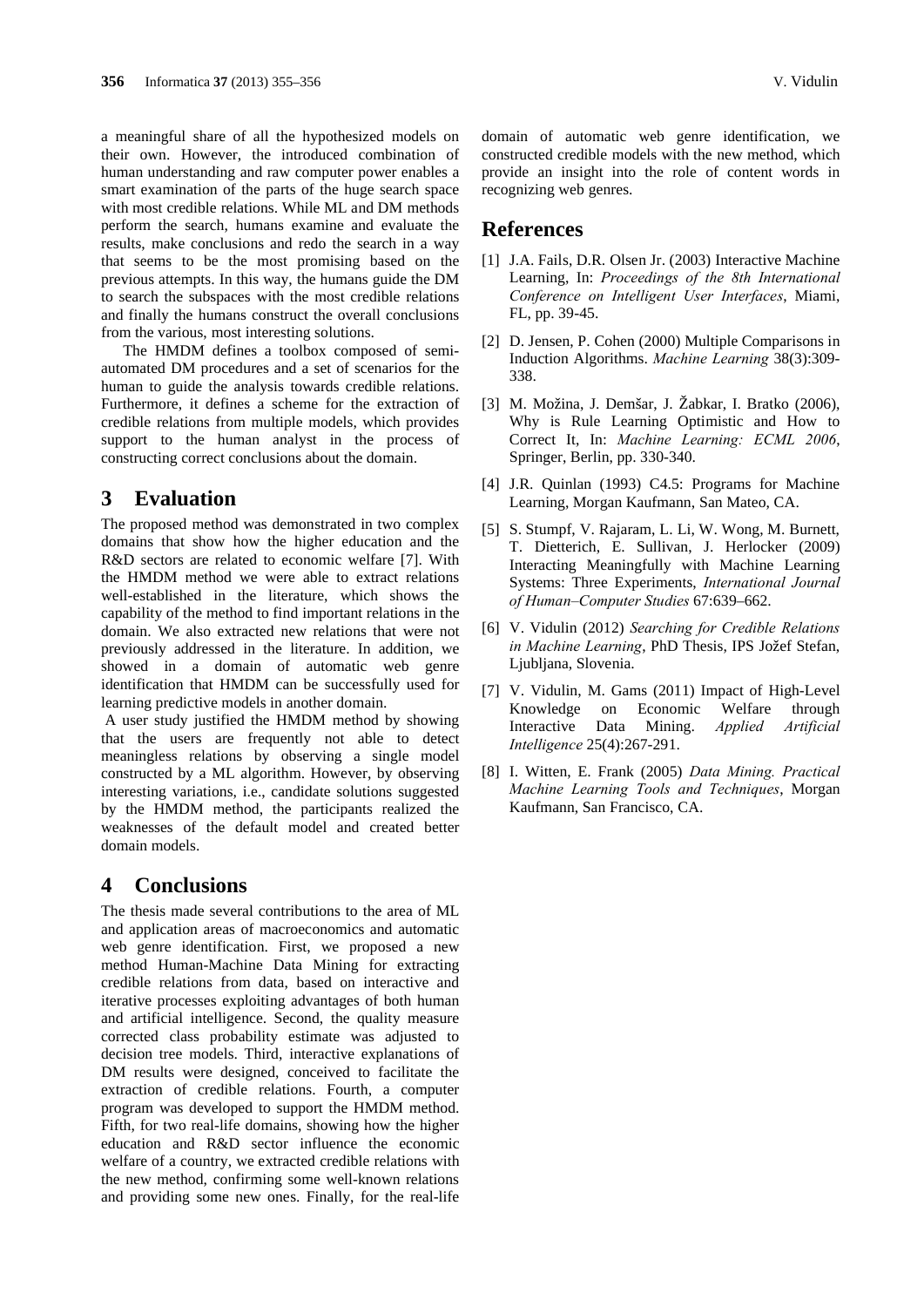a meaningful share of all the hypothesized models on their own. However, the introduced combination of human understanding and raw computer power enables a smart examination of the parts of the huge search space with most credible relations. While ML and DM methods perform the search, humans examine and evaluate the results, make conclusions and redo the search in a way that seems to be the most promising based on the previous attempts. In this way, the humans guide the DM to search the subspaces with the most credible relations and finally the humans construct the overall conclusions from the various, most interesting solutions.

The HMDM defines a toolbox composed of semi-automated DM procedures and a set of scenarios for the human to guide the analysis towards credible relations. Furthermore, it defines a scheme for the extraction of credible relations from multiple models, which provides support to the human analyst in the process of constructing correct conclusions about the domain.

## 3 Evaluation

The proposed method was demonstrated in two complex domains that show how the higher education and the R&D sectors are related to economic welfare [7]. With the HMDM method we were able to extract relations well-established in the literature, which shows the capability of the method to find important relations in the domain. We also extracted new relations that were not previously addressed in the literature. In addition, we showed in a domain of automatic web genre identification that HMDM can be successfully used for learning predictive models in another domain.

A user study justified the HMDM method by showing that the users are frequently not able to detect meaningless relations by observing a single model constructed by a ML algorithm. However, by observing interesting variations, i.e., candidate solutions suggested by the HMDM method, the participants realized the weaknesses of the default model and created better domain models.

## 4 Conclusions

The thesis made several contributions to the area of ML and application areas of macroeconomics and automatic web genre identification. First, we proposed a new method Human-Machine Data Mining for extracting credible relations from data, based on interactive and iterative processes exploiting advantages of both human and artificial intelligence. Second, the quality measure corrected class probability estimate was adjusted to decision tree models. Third, interactive explanations of DM results were designed, conceived to facilitate the extraction of credible relations. Fourth, a computer program was developed to support the HMDM method. Fifth, for two real-life domains, showing how the higher education and R&D sector influence the economic welfare of a country, we extracted credible relations with the new method, confirming some well-known relations and providing some new ones. Finally, for the real-life domain of automatic web genre identification, we constructed credible models with the new method, which provide an insight into the role of content words in recognizing web genres.

## References

[1] J.A. Fails, D.R. Olsen Jr. (2003) Interactive Machine Learning, In: *Proceedings of the 8th International Conference on Intelligent User Interfaces*, Miami, FL, pp. 39-45.

[2] D. Jensen, P. Cohen (2000) Multiple Comparisons in Induction Algorithms. *Machine Learning* 38(3):309-338.

[3] M. Možina, J. Demšar, J. Žabkar, I. Bratko (2006), Why is Rule Learning Optimistic and How to Correct It, In: *Machine Learning: ECML 2006*, Springer, Berlin, pp. 330-340.

[4] J.R. Quinlan (1993) C4.5: Programs for Machine Learning, Morgan Kaufmann, San Mateo, CA.

[5] S. Stumpf, V. Rajaram, L. Li, W. Wong, M. Burnett, T. Dietterich, E. Sullivan, J. Herlocker (2009) Interacting Meaningfully with Machine Learning Systems: Three Experiments, *International Journal of Human–Computer Studies* 67:639–662.

[6] V. Vidulin (2012) *Searching for Credible Relations in Machine Learning*, PhD Thesis, IPS Jožef Stefan, Ljubljana, Slovenia.

[7] V. Vidulin, M. Gams (2011) Impact of High-Level Knowledge on Economic Welfare through Interactive Data Mining. *Applied Artificial Intelligence* 25(4):267-291.

[8] I. Witten, E. Frank (2005) *Data Mining. Practical Machine Learning Tools and Techniques*, Morgan Kaufmann, San Francisco, CA.